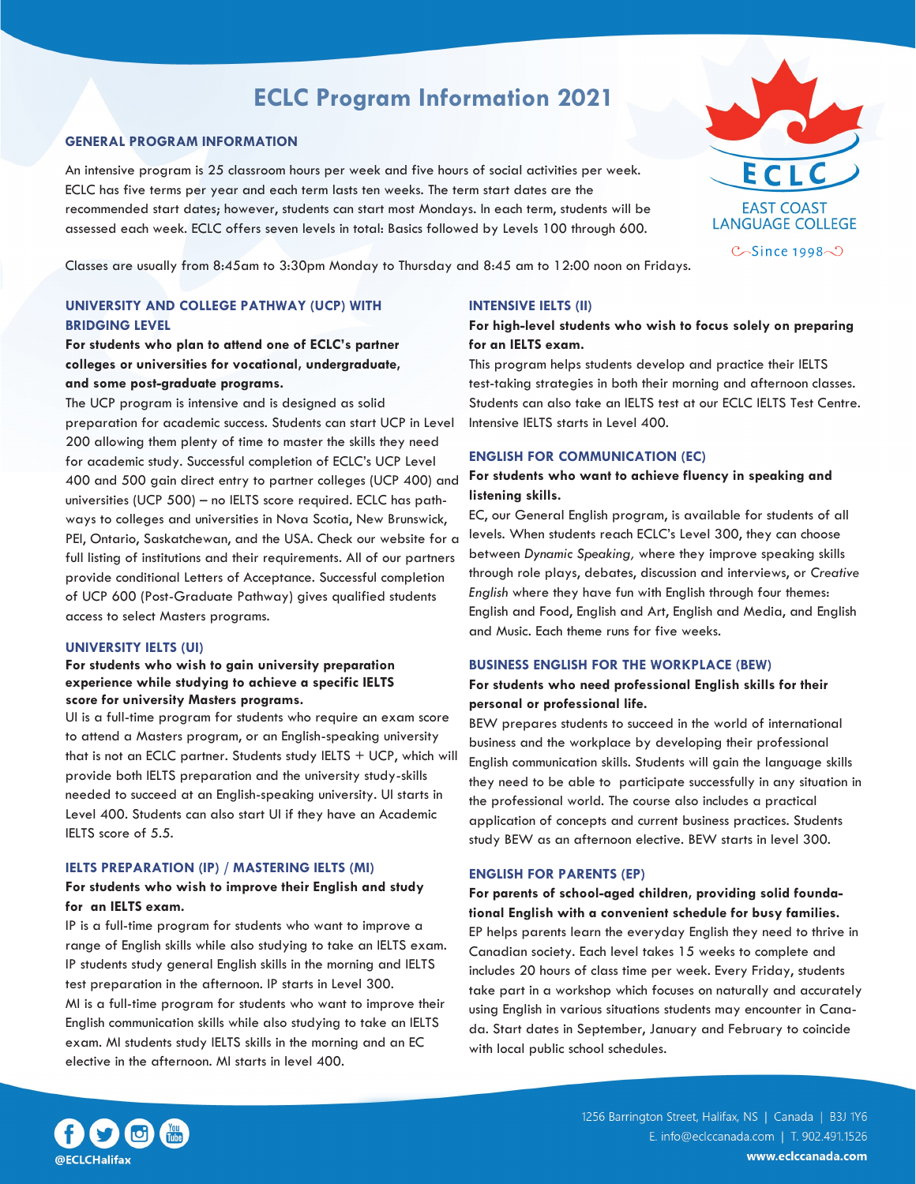# ECLC Program Information 2021

## GENERAL PROGRAM INFORMATION

An intensive program is 25 classroom hours per week and five hours of social activities per week. ECLC has five terms per year and each term lasts ten weeks. The term start dates are the recommended start dates; however, students can start most Mondays. In each term, students will be assessed each week. ECLC offers seven levels in total: Basics followed by Levels 100 through 600.

Classes are usually from 8:45am to 3:30pm Monday to Thursday and 8:45 am to 12:00 noon on Fridays.

## UNIVERSITY AND COLLEGE PATHWAY (UCP) WITH BRIDGING LEVEL

**For students who plan to attend one of ECLC's partner colleges or universities for vocational, undergraduate, and some post-graduate programs.**

The UCP program is intensive and is designed as solid preparation for academic success. Students can start UCP in Level 200 allowing them plenty of time to master the skills they need for academic study. Successful completion of ECLC's UCP Level 400 and 500 gain direct entry to partner colleges (UCP 400) and universities (UCP 500) – no IELTS score required. ECLC has pathways to colleges and universities in Nova Scotia, New Brunswick, PEI, Ontario, Saskatchewan, and the USA. Check our website for a full listing of institutions and their requirements. All of our partners provide conditional Letters of Acceptance. Successful completion of UCP 600 (Post-Graduate Pathway) gives qualified students access to select Masters programs.

## UNIVERSITY IELTS (UI)

**For students who wish to gain university preparation experience while studying to achieve a specific IELTS score for university Masters programs.**

UI is a full-time program for students who require an exam score to attend a Masters program, or an English-speaking university that is not an ECLC partner. Students study IELTS + UCP, which will provide both IELTS preparation and the university study-skills needed to succeed at an English-speaking university. UI starts in Level 400. Students can also start UI if they have an Academic IELTS score of 5.5.

## IELTS PREPARATION (IP) / MASTERING IELTS (MI)

**For students who wish to improve their English and study for an IELTS exam.**

IP is a full-time program for students who want to improve a range of English skills while also studying to take an IELTS exam. IP students study general English skills in the morning and IELTS test preparation in the afternoon. IP starts in Level 300.

MI is a full-time program for students who want to improve their English communication skills while also studying to take an IELTS exam. MI students study IELTS skills in the morning and an EC elective in the afternoon. MI starts in level 400.

## INTENSIVE IELTS (II)

**For high-level students who wish to focus solely on preparing for an IELTS exam.**

This program helps students develop and practice their IELTS test-taking strategies in both their morning and afternoon classes. Students can also take an IELTS test at our ECLC IELTS Test Centre. Intensive IELTS starts in Level 400.

## ENGLISH FOR COMMUNICATION (EC)

**For students who want to achieve fluency in speaking and listening skills.**

EC, our General English program, is available for students of all levels. When students reach ECLC's Level 300, they can choose between *Dynamic Speaking,* where they improve speaking skills through role plays, debates, discussion and interviews, or *Creative English* where they have fun with English through four themes: English and Food, English and Art, English and Media, and English and Music. Each theme runs for five weeks.

## BUSINESS ENGLISH FOR THE WORKPLACE (BEW)

**For students who need professional English skills for their personal or professional life.**

BEW prepares students to succeed in the world of international business and the workplace by developing their professional English communication skills. Students will gain the language skills they need to be able to participate successfully in any situation in the professional world. The course also includes a practical application of concepts and current business practices. Students study BEW as an afternoon elective. BEW starts in level 300.

## ENGLISH FOR PARENTS (EP)

**For parents of school-aged children, providing solid foundational English with a convenient schedule for busy families.**

EP helps parents learn the everyday English they need to thrive in Canadian society. Each level takes 15 weeks to complete and includes 20 hours of class time per week. Every Friday, students take part in a workshop which focuses on naturally and accurately using English in various situations students may encounter in Canada. Start dates in September, January and February to coincide with local public school schedules.

@ECLCHalifax

1256 Barrington Street, Halifax, NS | Canada | B3J 1Y6
E. info@eclccanada.com | T. 902.491.1526
**www.eclccanada.com**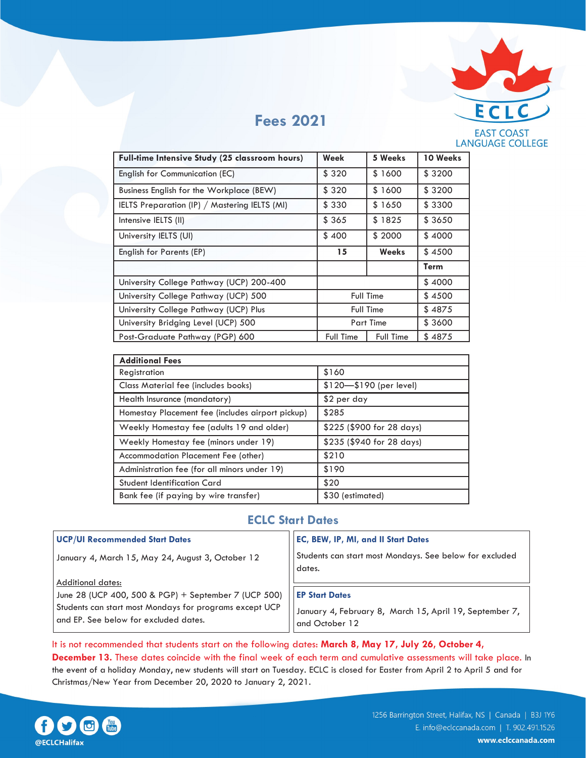## Fees 2021

EAST COAST LANGUAGE COLLEGE

| Full-time Intensive Study (25 classroom hours) | Week | 5 Weeks | 10 Weeks |
|---|---|---|---|
| English for Communication (EC) | $ 320 | $ 1600 | $ 3200 |
| Business English for the Workplace (BEW) | $ 320 | $ 1600 | $ 3200 |
| IELTS Preparation (IP) / Mastering IELTS (MI) | $ 330 | $ 1650 | $ 3300 |
| Intensive IELTS (II) | $ 365 | $ 1825 | $ 3650 |
| University IELTS (UI) | $ 400 | $ 2000 | $ 4000 |
| English for Parents (EP) | **15** | **Weeks** | $ 4500 |
| | | | **Term** |
| University College Pathway (UCP) 200-400 | | | $ 4000 |
| University College Pathway (UCP) 500 | Full Time | | $ 4500 |
| University College Pathway (UCP) Plus | Full Time | | $ 4875 |
| University Bridging Level (UCP) 500 | Part Time | | $ 3600 |
| Post-Graduate Pathway (PGP) 600 | Full Time | Full Time | $ 4875 |

| **Additional Fees** | |
|---|---|
| Registration | $160 |
| Class Material fee (includes books) | $120—$190 (per level) |
| Health Insurance (mandatory) | $2 per day |
| Homestay Placement fee (includes airport pickup) | $285 |
| Weekly Homestay fee (adults 19 and older) | $225 ($900 for 28 days) |
| Weekly Homestay fee (minors under 19) | $235 ($940 for 28 days) |
| Accommodation Placement Fee (other) | $210 |
| Administration fee (for all minors under 19) | $190 |
| Student Identification Card | $20 |
| Bank fee (if paying by wire transfer) | $30 (estimated) |

## ECLC Start Dates

**UCP/UI Recommended Start Dates**

January 4, March 15, May 24, August 3, October 12

Additional dates:
June 28 (UCP 400, 500 & PGP) + September 7 (UCP 500)
Students can start most Mondays for programs except UCP and EP. See below for excluded dates.

**EC, BEW, IP, MI, and II Start Dates**

Students can start most Mondays. See below for excluded dates.

**EP Start Dates**

January 4, February 8, March 15, April 19, September 7, and October 12

It is not recommended that students start on the following dates: **March 8, May 17, July 26, October 4, December 13.** These dates coincide with the final week of each term and cumulative assessments will take place. In the event of a holiday Monday, new students will start on Tuesday. ECLC is closed for Easter from April 2 to April 5 and for Christmas/New Year from December 20, 2020 to January 2, 2021.

@ECLCHalifax

1256 Barrington Street, Halifax, NS | Canada | B3J 1Y6
E. info@eclccanada.com | T. 902.491.1526
**www.eclccanada.com**